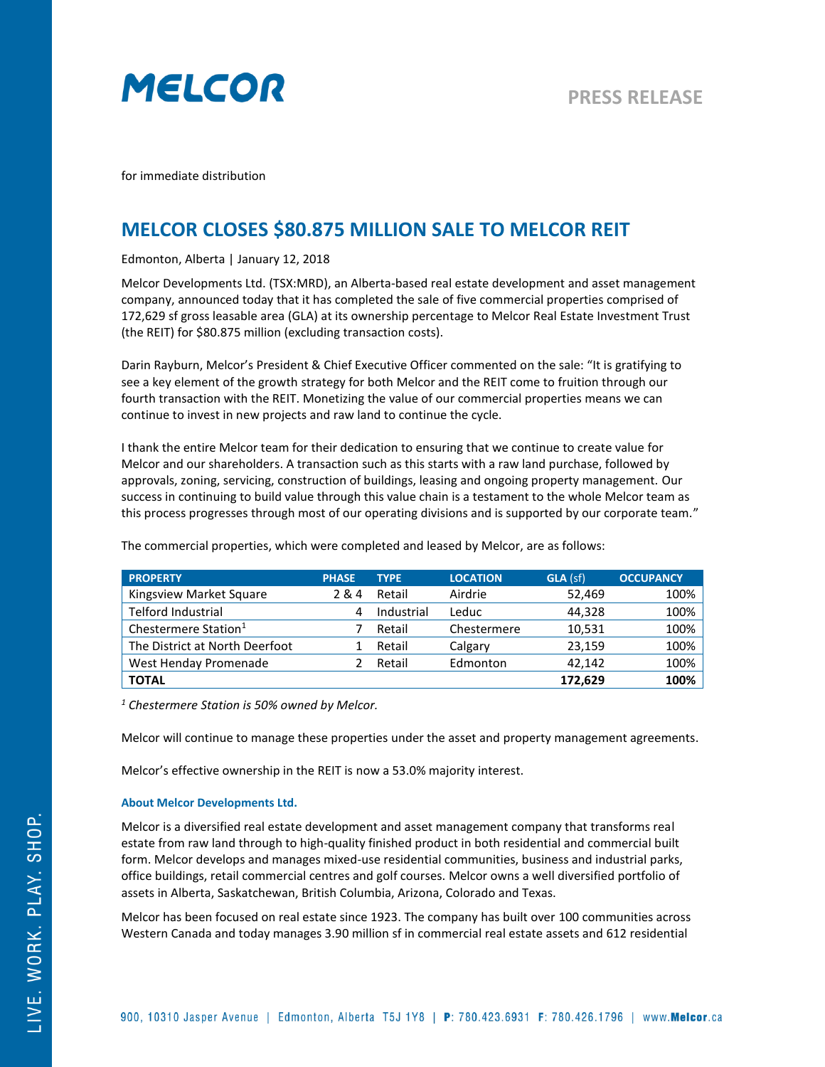MELCOR

PRESS RELEASE

for immediate distribution

# MELCOR CLOSES $80.875 MILLION SALE TO MELCOR REIT

Edmonton, Alberta | January 12, 2018

Melcor Developments Ltd. (TSX:MRD), an Alberta-based real estate development and asset management company, announced today that it has completed the sale of five commercial properties comprised of 172,629 sf gross leasable area (GLA) at its ownership percentage to Melcor Real Estate Investment Trust (the REIT) for $80.875 million (excluding transaction costs).

Darin Rayburn, Melcor's President & Chief Executive Officer commented on the sale: "It is gratifying to see a key element of the growth strategy for both Melcor and the REIT come to fruition through our fourth transaction with the REIT. Monetizing the value of our commercial properties means we can continue to invest in new projects and raw land to continue the cycle.

I thank the entire Melcor team for their dedication to ensuring that we continue to create value for Melcor and our shareholders. A transaction such as this starts with a raw land purchase, followed by approvals, zoning, servicing, construction of buildings, leasing and ongoing property management. Our success in continuing to build value through this value chain is a testament to the whole Melcor team as this process progresses through most of our operating divisions and is supported by our corporate team."

The commercial properties, which were completed and leased by Melcor, are as follows:

| PROPERTY | PHASE | TYPE | LOCATION | GLA (sf) | OCCUPANCY |
|---|---|---|---|---|---|
| Kingsview Market Square | 2 & 4 | Retail | Airdrie | 52,469 | 100% |
| Telford Industrial | 4 | Industrial | Leduc | 44,328 | 100% |
| Chestermere Station[1] | 7 | Retail | Chestermere | 10,531 | 100% |
| The District at North Deerfoot | 1 | Retail | Calgary | 23,159 | 100% |
| West Henday Promenade | 2 | Retail | Edmonton | 42,142 | 100% |
| **TOTAL** | | | | **172,629** | **100%** |

*[1] Chestermere Station is 50% owned by Melcor.*

Melcor will continue to manage these properties under the asset and property management agreements.

Melcor's effective ownership in the REIT is now a 53.0% majority interest.

### About Melcor Developments Ltd.

Melcor is a diversified real estate development and asset management company that transforms real estate from raw land through to high-quality finished product in both residential and commercial built form. Melcor develops and manages mixed-use residential communities, business and industrial parks, office buildings, retail commercial centres and golf courses. Melcor owns a well diversified portfolio of assets in Alberta, Saskatchewan, British Columbia, Arizona, Colorado and Texas.

Melcor has been focused on real estate since 1923. The company has built over 100 communities across Western Canada and today manages 3.90 million sf in commercial real estate assets and 612 residential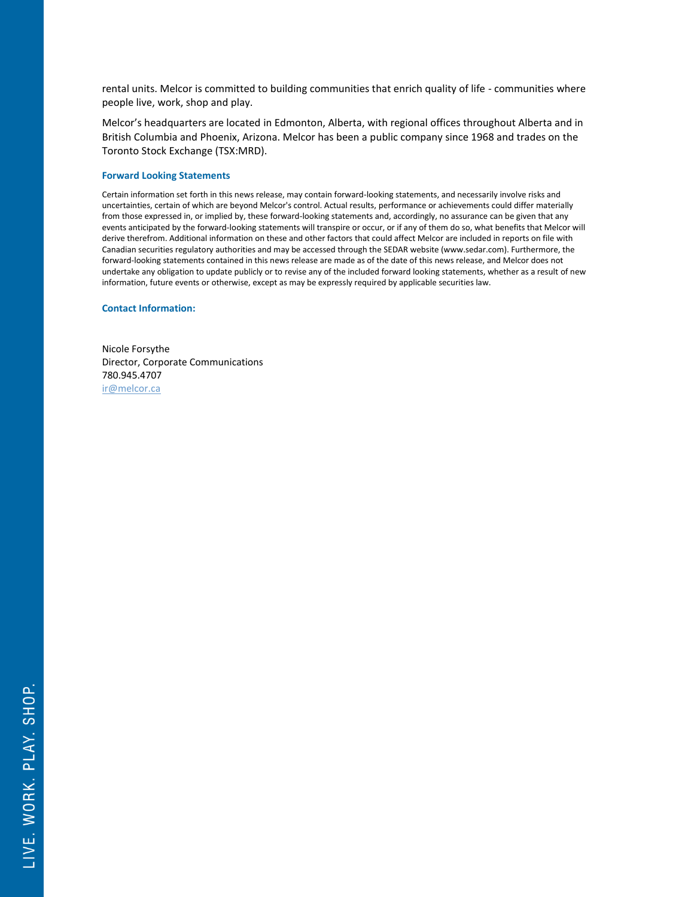rental units. Melcor is committed to building communities that enrich quality of life - communities where people live, work, shop and play.

Melcor's headquarters are located in Edmonton, Alberta, with regional offices throughout Alberta and in British Columbia and Phoenix, Arizona. Melcor has been a public company since 1968 and trades on the Toronto Stock Exchange (TSX:MRD).

### Forward Looking Statements

Certain information set forth in this news release, may contain forward-looking statements, and necessarily involve risks and uncertainties, certain of which are beyond Melcor's control. Actual results, performance or achievements could differ materially from those expressed in, or implied by, these forward-looking statements and, accordingly, no assurance can be given that any events anticipated by the forward-looking statements will transpire or occur, or if any of them do so, what benefits that Melcor will derive therefrom. Additional information on these and other factors that could affect Melcor are included in reports on file with Canadian securities regulatory authorities and may be accessed through the SEDAR website (www.sedar.com). Furthermore, the forward-looking statements contained in this news release are made as of the date of this news release, and Melcor does not undertake any obligation to update publicly or to revise any of the included forward looking statements, whether as a result of new information, future events or otherwise, except as may be expressly required by applicable securities law.

### Contact Information:

Nicole Forsythe
Director, Corporate Communications
780.945.4707
ir@melcor.ca

LIVE. WORK. PLAY. SHOP.